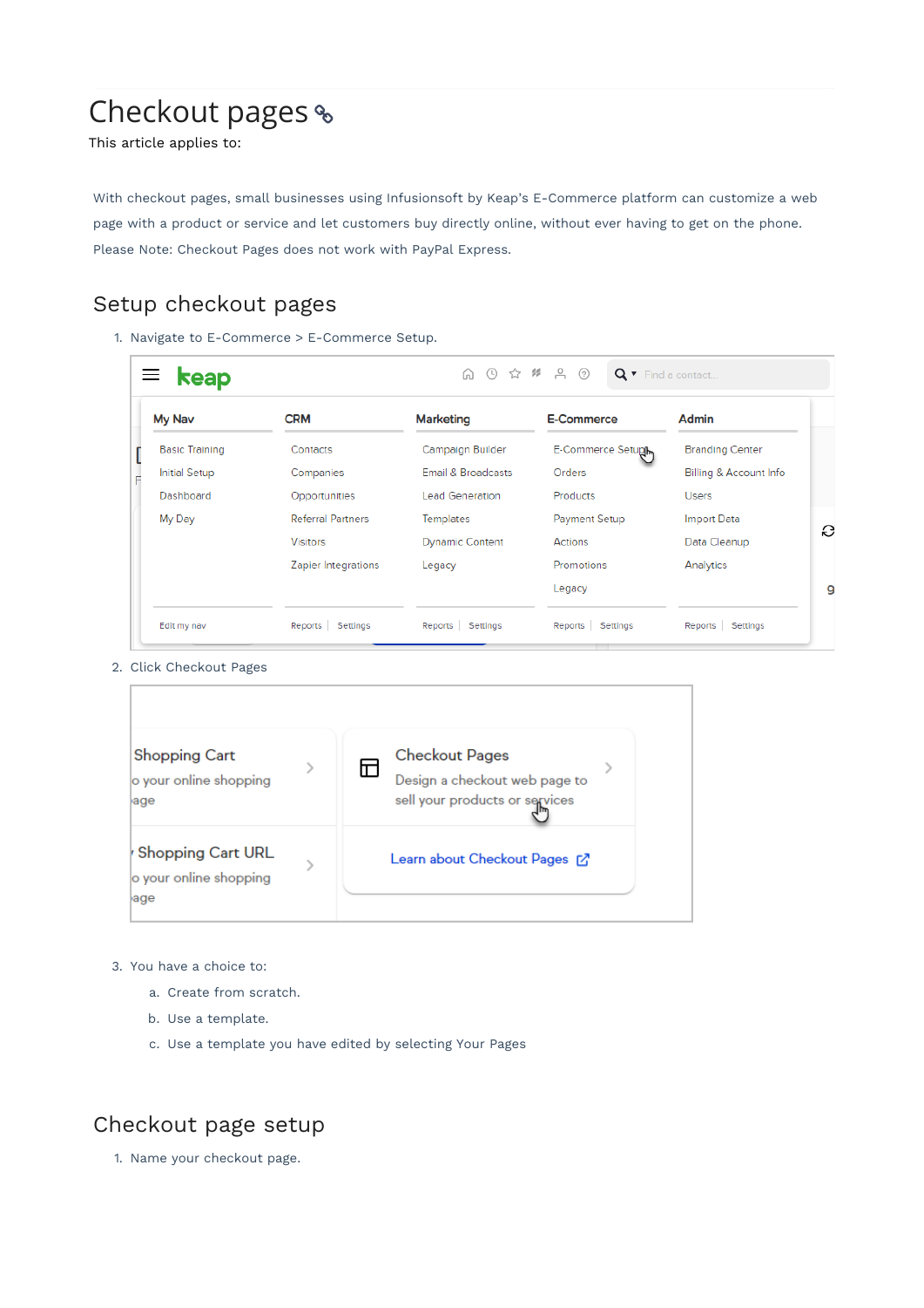# Checkout pages

This article applies to:

With checkout pages, small businesses using Infusionsoft by Keap's E-Commerce platform can customize a web page with a product or service and let customers buy directly online, without ever having to get on the phone. Please Note: Checkout Pages does not work with PayPal Express.

## Setup checkout pages

1. Navigate to E-Commerce > E-Commerce Setup.
2. Click Checkout Pages
3. You have a choice to:
   a. Create from scratch.
   b. Use a template.
   c. Use a template you have edited by selecting Your Pages

## Checkout page setup

1. Name your checkout page.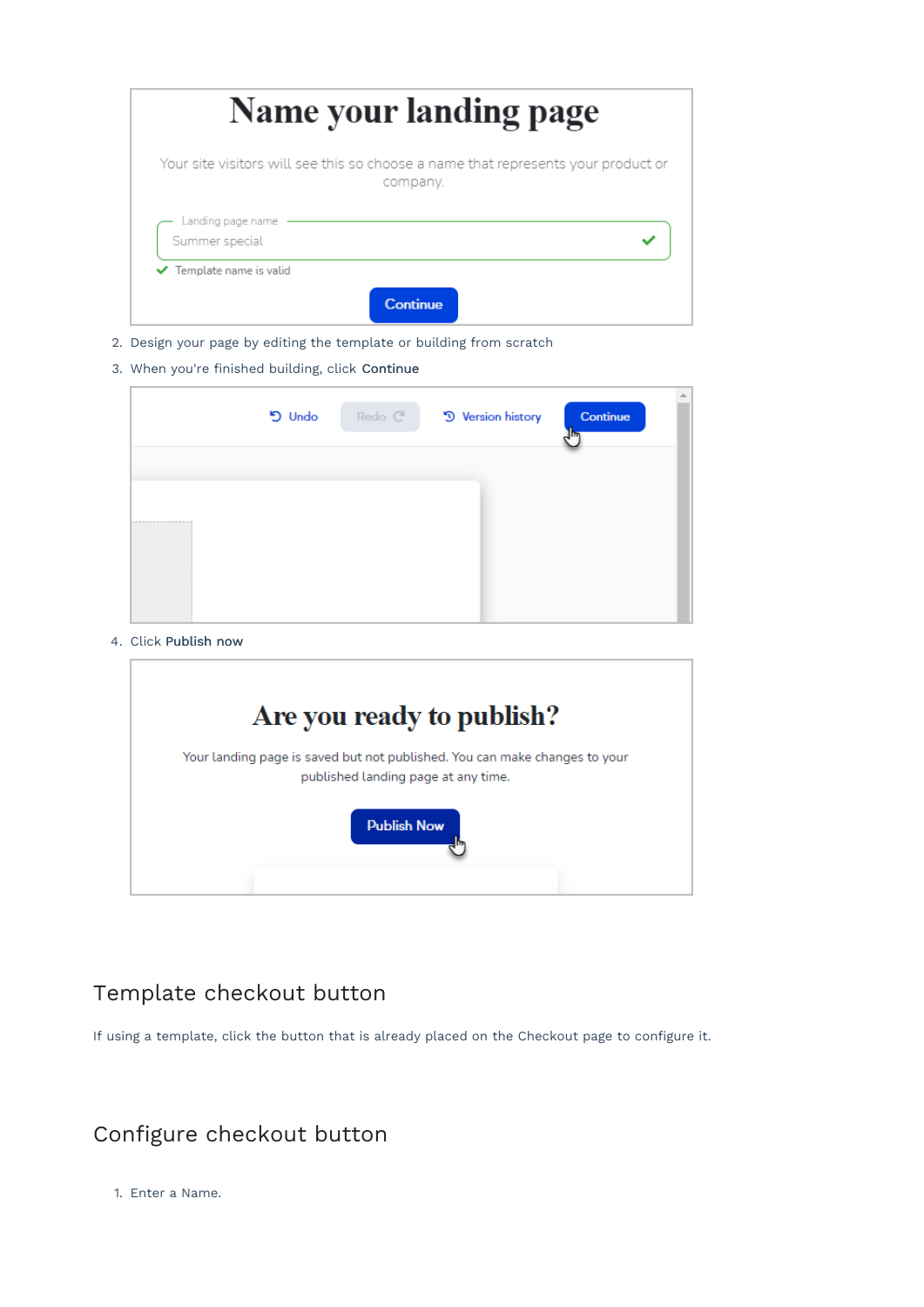2. Design your page by editing the template or building from scratch
3. When you're finished building, click **Continue**

4. Click **Publish now**

## Template checkout button

If using a template, click the button that is already placed on the Checkout page to configure it.

## Configure checkout button

1. Enter a Name.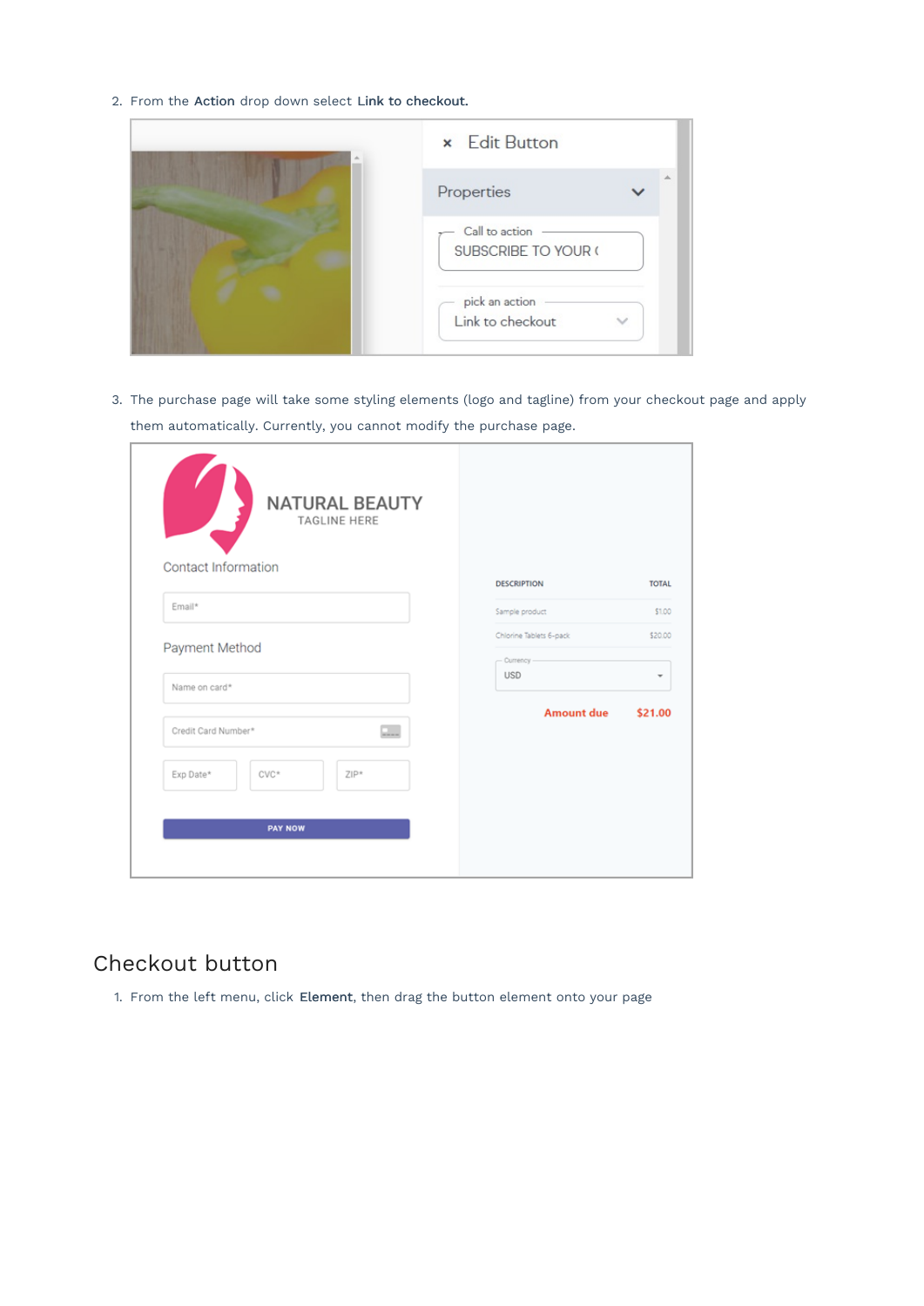2. From the **Action** drop down select **Link to checkout.**

3. The purchase page will take some styling elements (logo and tagline) from your checkout page and apply them automatically. Currently, you cannot modify the purchase page.

## Checkout button

1. From the left menu, click **Element**, then drag the button element onto your page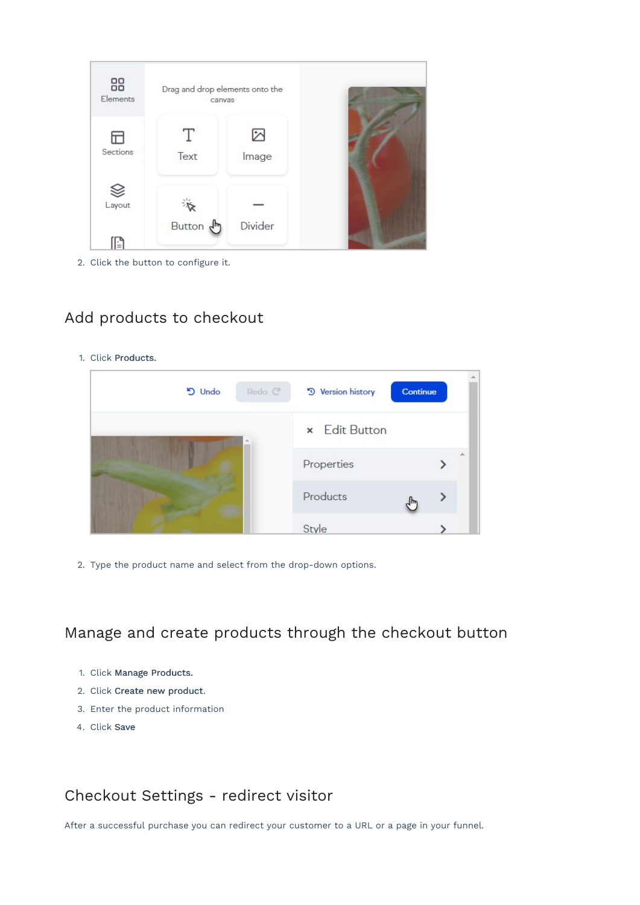2. Click the button to configure it.

## Add products to checkout

1. Click **Products.**

2. Type the product name and select from the drop-down options.

## Manage and create products through the checkout button

1. Click **Manage Products.**
2. Click **Create new product**.
3. Enter the product information
4. Click **Save**

## Checkout Settings - redirect visitor

After a successful purchase you can redirect your customer to a URL or a page in your funnel.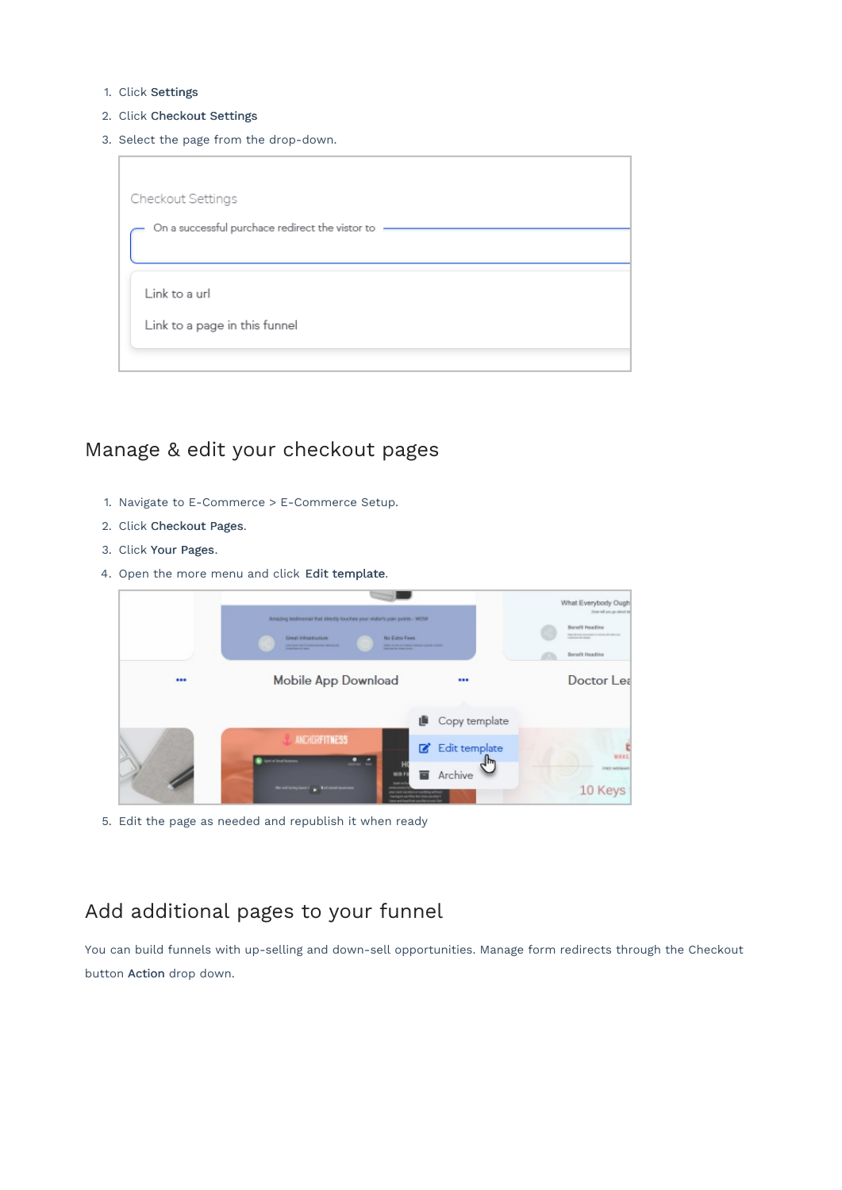1. Click **Settings**
2. Click **Checkout Settings**
3. Select the page from the drop-down.

## Manage & edit your checkout pages

1. Navigate to E-Commerce > E-Commerce Setup.
2. Click **Checkout Pages**.
3. Click **Your Pages**.
4. Open the more menu and click **Edit template**.
5. Edit the page as needed and republish it when ready

## Add additional pages to your funnel

You can build funnels with up-selling and down-sell opportunities. Manage form redirects through the Checkout button **Action** drop down.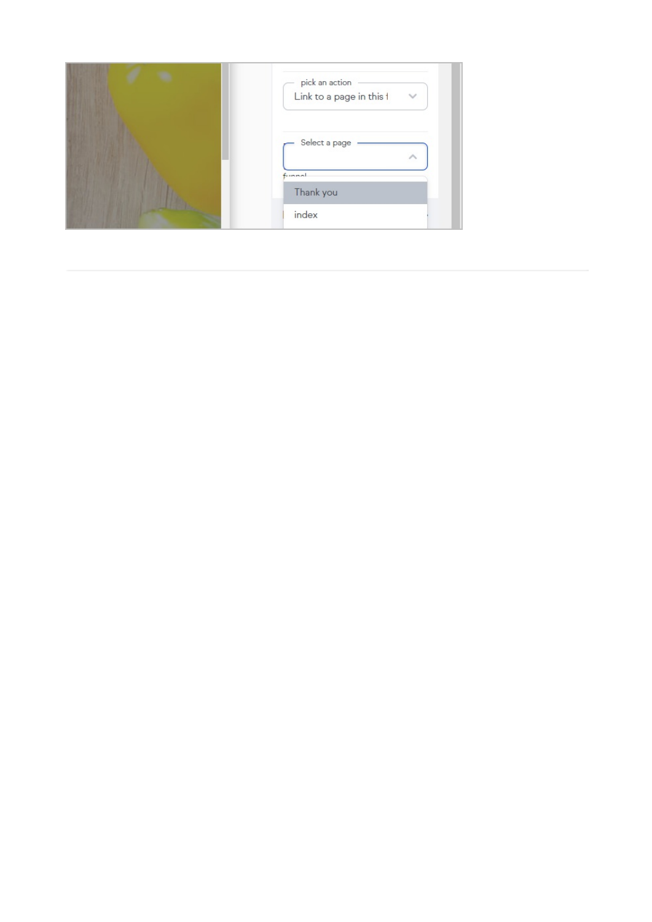pick an action

Link to a page in this f

Select a page

Thank you

index